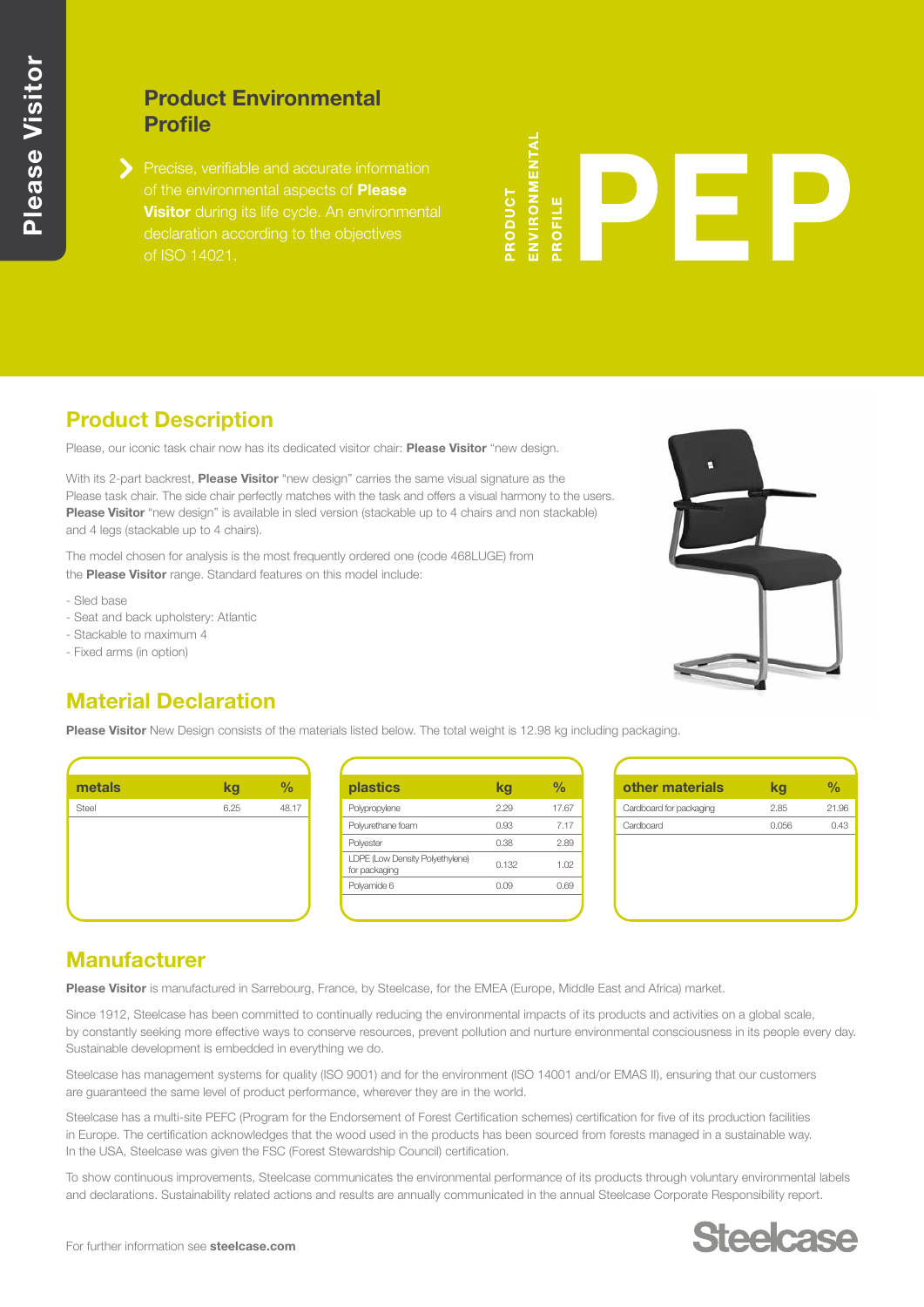# Product Environmental Profile

Precise, verifiable and accurate information of the environmental aspects of **Please Visitor** during its life cycle. An environmental declaration according to the objectives of ISO 14021.

PRODUCT ENVIRONMENTAL PROFILE

# PEP

## Product Description

Please, our iconic task chair now has its dedicated visitor chair: **Please Visitor** "new design.

With its 2-part backrest, **Please Visitor** "new design" carries the same visual signature as the Please task chair. The side chair perfectly matches with the task and offers a visual harmony to the users. **Please Visitor** "new design" is available in sled version (stackable up to 4 chairs and non stackable) and 4 legs (stackable up to 4 chairs).

The model chosen for analysis is the most frequently ordered one (code 468LUGE) from the **Please Visitor** range. Standard features on this model include:

- Sled base
- Seat and back upholstery: Atlantic
- Stackable to maximum 4
- Fixed arms (in option)

## Material Declaration

**Please Visitor** New Design consists of the materials listed below. The total weight is 12.98 kg including packaging.

| metals | kg | % |
|---|---|---|
| Steel | 6.25 | 48.17 |

| plastics | kg | % |
|---|---|---|
| Polypropylene | 2.29 | 17.67 |
| Polyurethane foam | 0.93 | 7.17 |
| Polyester | 0.38 | 2.89 |
| LDPE (Low Density Polyethylene) for packaging | 0.132 | 1.02 |
| Polyamide 6 | 0.09 | 0.69 |

| other materials | kg | % |
|---|---|---|
| Cardboard for packaging | 2.85 | 21.96 |
| Cardboard | 0.056 | 0.43 |

## Manufacturer

**Please Visitor** is manufactured in Sarrebourg, France, by Steelcase, for the EMEA (Europe, Middle East and Africa) market.

Since 1912, Steelcase has been committed to continually reducing the environmental impacts of its products and activities on a global scale, by constantly seeking more effective ways to conserve resources, prevent pollution and nurture environmental consciousness in its people every day. Sustainable development is embedded in everything we do.

Steelcase has management systems for quality (ISO 9001) and for the environment (ISO 14001 and/or EMAS II), ensuring that our customers are guaranteed the same level of product performance, wherever they are in the world.

Steelcase has a multi-site PEFC (Program for the Endorsement of Forest Certification schemes) certification for five of its production facilities in Europe. The certification acknowledges that the wood used in the products has been sourced from forests managed in a sustainable way. In the USA, Steelcase was given the FSC (Forest Stewardship Council) certification.

To show continuous improvements, Steelcase communicates the environmental performance of its products through voluntary environmental labels and declarations. Sustainability related actions and results are annually communicated in the annual Steelcase Corporate Responsibility report.

For further information see **steelcase.com**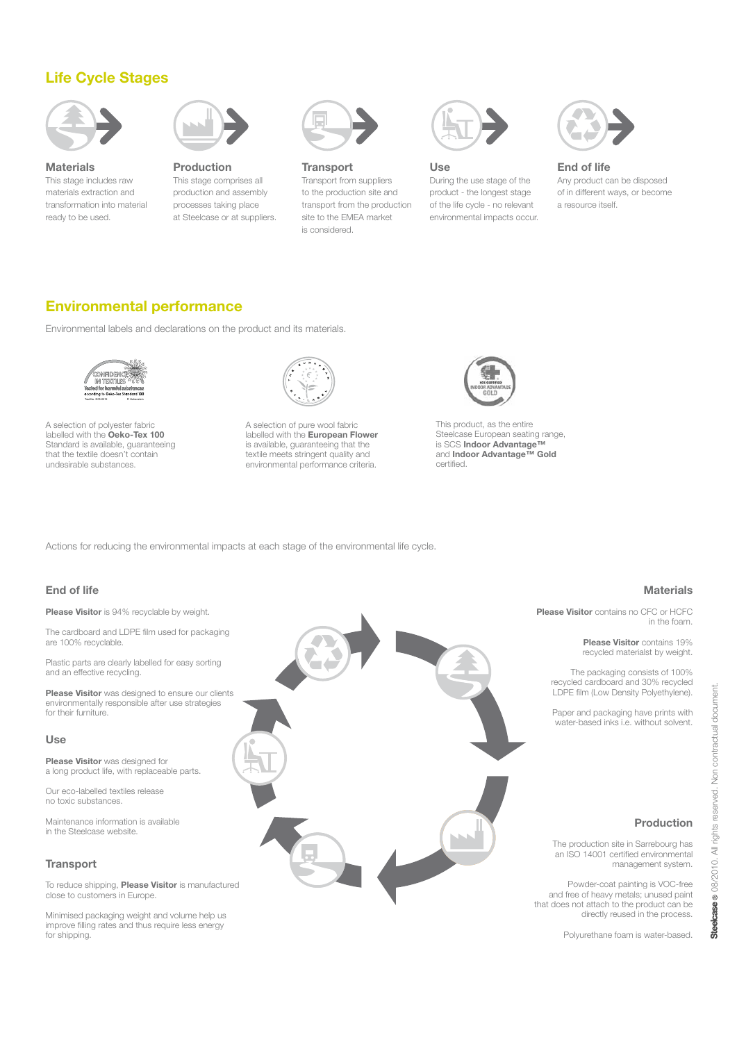## Life Cycle Stages

**Materials**
This stage includes raw materials extraction and transformation into material ready to be used.

**Production**
This stage comprises all production and assembly processes taking place at Steelcase or at suppliers.

**Transport**
Transport from suppliers to the production site and transport from the production site to the EMEA market is considered.

**Use**
During the use stage of the product - the longest stage of the life cycle - no relevant environmental impacts occur.

**End of life**
Any product can be disposed of in different ways, or become a resource itself.

## Environmental performance

Environmental labels and declarations on the product and its materials.

A selection of polyester fabric labelled with the **Oeko-Tex 100** Standard is available, guaranteeing that the textile doesn't contain undesirable substances.

A selection of pure wool fabric labelled with the **European Flower** is available, guaranteeing that the textile meets stringent quality and environmental performance criteria.

This product, as the entire Steelcase European seating range, is SCS **Indoor Advantage™** and **Indoor Advantage™ Gold** certified.

Actions for reducing the environmental impacts at each stage of the environmental life cycle.

### Materials

**Please Visitor** contains no CFC or HCFC in the foam.

**Please Visitor** contains 19% recycled materialst by weight.

The packaging consists of 100% recycled cardboard and 30% recycled LDPE film (Low Density Polyethylene).

Paper and packaging have prints with water-based inks i.e. without solvent.

### Production

The production site in Sarrebourg has an ISO 14001 certified environmental management system.

Powder-coat painting is VOC-free and free of heavy metals; unused paint that does not attach to the product can be directly reused in the process.

Polyurethane foam is water-based.

### Transport

To reduce shipping, **Please Visitor** is manufactured close to customers in Europe.

Minimised packaging weight and volume help us improve filling rates and thus require less energy for shipping.

### Use

**Please Visitor** was designed for a long product life, with replaceable parts.

Our eco-labelled textiles release no toxic substances.

Maintenance information is available in the Steelcase website.

### End of life

**Please Visitor** is 94% recyclable by weight.

The cardboard and LDPE film used for packaging are 100% recyclable.

Plastic parts are clearly labelled for easy sorting and an effective recycling.

**Please Visitor** was designed to ensure our clients environmentally responsible after use strategies for their furniture.

**Steelcase**® 08/2010. All rights reserved. Non contractual document.